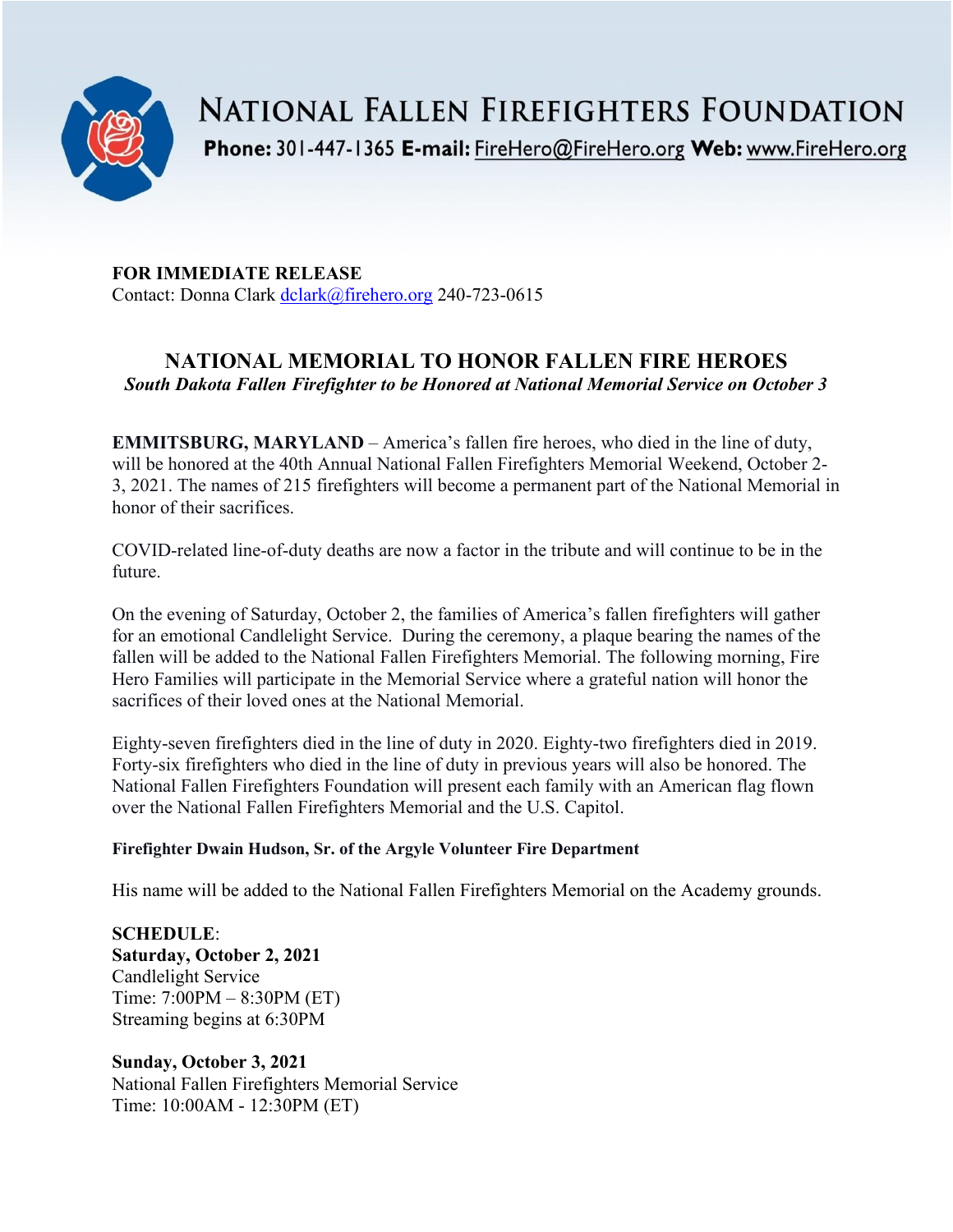# NATIONAL FALLEN FIREFIGHTERS FOUNDATION

**Phone:** 301-447-1365 **E-mail:** FireHero@FireHero.org **Web:** www.FireHero.org

**FOR IMMEDIATE RELEASE**
Contact: Donna Clark dclark@firehero.org 240-723-0615

## NATIONAL MEMORIAL TO HONOR FALLEN FIRE HEROES

***South Dakota Fallen Firefighter to be Honored at National Memorial Service on October 3***

**EMMITSBURG, MARYLAND** – America's fallen fire heroes, who died in the line of duty, will be honored at the 40th Annual National Fallen Firefighters Memorial Weekend, October 2-3, 2021. The names of 215 firefighters will become a permanent part of the National Memorial in honor of their sacrifices.

COVID-related line-of-duty deaths are now a factor in the tribute and will continue to be in the future.

On the evening of Saturday, October 2, the families of America's fallen firefighters will gather for an emotional Candlelight Service. During the ceremony, a plaque bearing the names of the fallen will be added to the National Fallen Firefighters Memorial. The following morning, Fire Hero Families will participate in the Memorial Service where a grateful nation will honor the sacrifices of their loved ones at the National Memorial.

Eighty-seven firefighters died in the line of duty in 2020. Eighty-two firefighters died in 2019. Forty-six firefighters who died in the line of duty in previous years will also be honored. The National Fallen Firefighters Foundation will present each family with an American flag flown over the National Fallen Firefighters Memorial and the U.S. Capitol.

**Firefighter Dwain Hudson, Sr. of the Argyle Volunteer Fire Department**

His name will be added to the National Fallen Firefighters Memorial on the Academy grounds.

**SCHEDULE**:
**Saturday, October 2, 2021**
Candlelight Service
Time: 7:00PM – 8:30PM (ET)
Streaming begins at 6:30PM

**Sunday, October 3, 2021**
National Fallen Firefighters Memorial Service
Time: 10:00AM - 12:30PM (ET)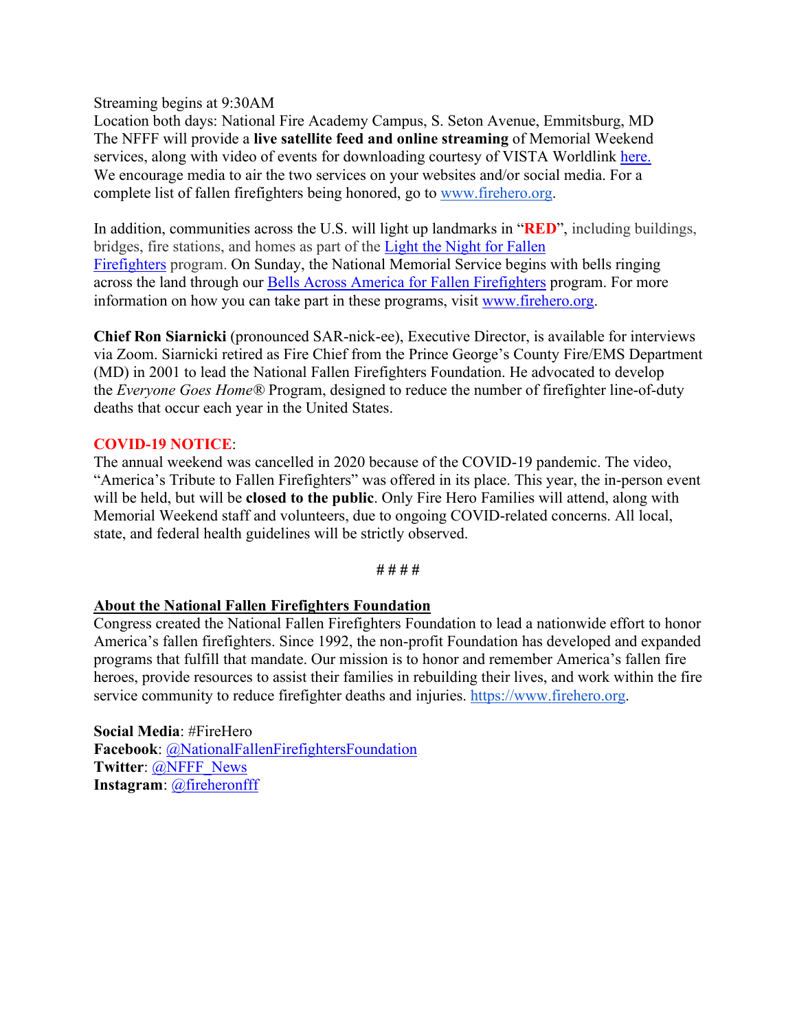Streaming begins at 9:30AM
Location both days: National Fire Academy Campus, S. Seton Avenue, Emmitsburg, MD
The NFFF will provide a **live satellite feed and online streaming** of Memorial Weekend services, along with video of events for downloading courtesy of VISTA Worldlink here. We encourage media to air the two services on your websites and/or social media. For a complete list of fallen firefighters being honored, go to www.firehero.org.

In addition, communities across the U.S. will light up landmarks in "**RED**", including buildings, bridges, fire stations, and homes as part of the Light the Night for Fallen Firefighters program. On Sunday, the National Memorial Service begins with bells ringing across the land through our Bells Across America for Fallen Firefighters program. For more information on how you can take part in these programs, visit www.firehero.org.

**Chief Ron Siarnicki** (pronounced SAR-nick-ee), Executive Director, is available for interviews via Zoom. Siarnicki retired as Fire Chief from the Prince George's County Fire/EMS Department (MD) in 2001 to lead the National Fallen Firefighters Foundation. He advocated to develop the *Everyone Goes Home®* Program, designed to reduce the number of firefighter line-of-duty deaths that occur each year in the United States.

**COVID-19 NOTICE**:
The annual weekend was cancelled in 2020 because of the COVID-19 pandemic. The video, "America's Tribute to Fallen Firefighters" was offered in its place. This year, the in-person event will be held, but will be **closed to the public**. Only Fire Hero Families will attend, along with Memorial Weekend staff and volunteers, due to ongoing COVID-related concerns. All local, state, and federal health guidelines will be strictly observed.

# # # #

**About the National Fallen Firefighters Foundation**

Congress created the National Fallen Firefighters Foundation to lead a nationwide effort to honor America's fallen firefighters. Since 1992, the non-profit Foundation has developed and expanded programs that fulfill that mandate. Our mission is to honor and remember America's fallen fire heroes, provide resources to assist their families in rebuilding their lives, and work within the fire service community to reduce firefighter deaths and injuries. https://www.firehero.org.

**Social Media**: #FireHero
**Facebook**: @NationalFallenFirefightersFoundation
**Twitter**: @NFFF_News
**Instagram**: @fireheronfff